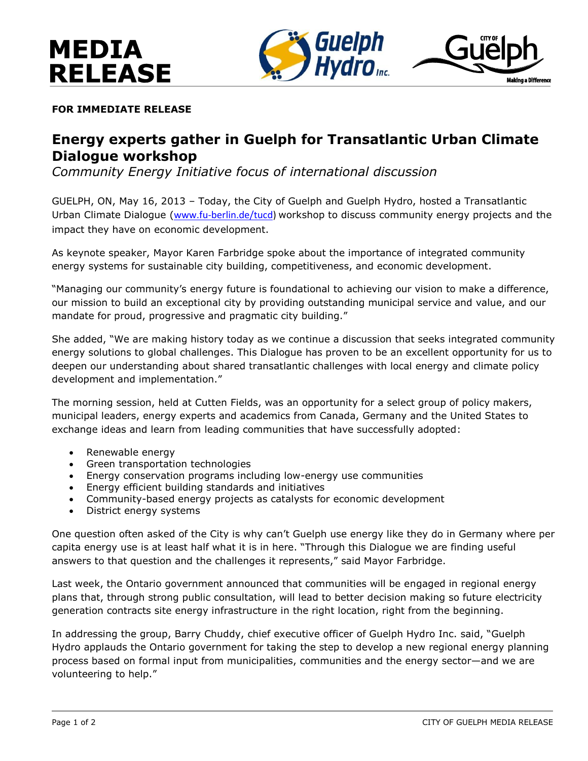# MEDIA RELEASE

**FOR IMMEDIATE RELEASE**

## Energy experts gather in Guelph for Transatlantic Urban Climate Dialogue workshop

*Community Energy Initiative focus of international discussion*

GUELPH, ON, May 16, 2013 – Today, the City of Guelph and Guelph Hydro, hosted a Transatlantic Urban Climate Dialogue (www.fu-berlin.de/tucd) workshop to discuss community energy projects and the impact they have on economic development.

As keynote speaker, Mayor Karen Farbridge spoke about the importance of integrated community energy systems for sustainable city building, competitiveness, and economic development.

"Managing our community's energy future is foundational to achieving our vision to make a difference, our mission to build an exceptional city by providing outstanding municipal service and value, and our mandate for proud, progressive and pragmatic city building."

She added, "We are making history today as we continue a discussion that seeks integrated community energy solutions to global challenges. This Dialogue has proven to be an excellent opportunity for us to deepen our understanding about shared transatlantic challenges with local energy and climate policy development and implementation."

The morning session, held at Cutten Fields, was an opportunity for a select group of policy makers, municipal leaders, energy experts and academics from Canada, Germany and the United States to exchange ideas and learn from leading communities that have successfully adopted:

- Renewable energy
- Green transportation technologies
- Energy conservation programs including low-energy use communities
- Energy efficient building standards and initiatives
- Community-based energy projects as catalysts for economic development
- District energy systems

One question often asked of the City is why can't Guelph use energy like they do in Germany where per capita energy use is at least half what it is in here. "Through this Dialogue we are finding useful answers to that question and the challenges it represents," said Mayor Farbridge.

Last week, the Ontario government announced that communities will be engaged in regional energy plans that, through strong public consultation, will lead to better decision making so future electricity generation contracts site energy infrastructure in the right location, right from the beginning.

In addressing the group, Barry Chuddy, chief executive officer of Guelph Hydro Inc. said, "Guelph Hydro applauds the Ontario government for taking the step to develop a new regional energy planning process based on formal input from municipalities, communities and the energy sector—and we are volunteering to help."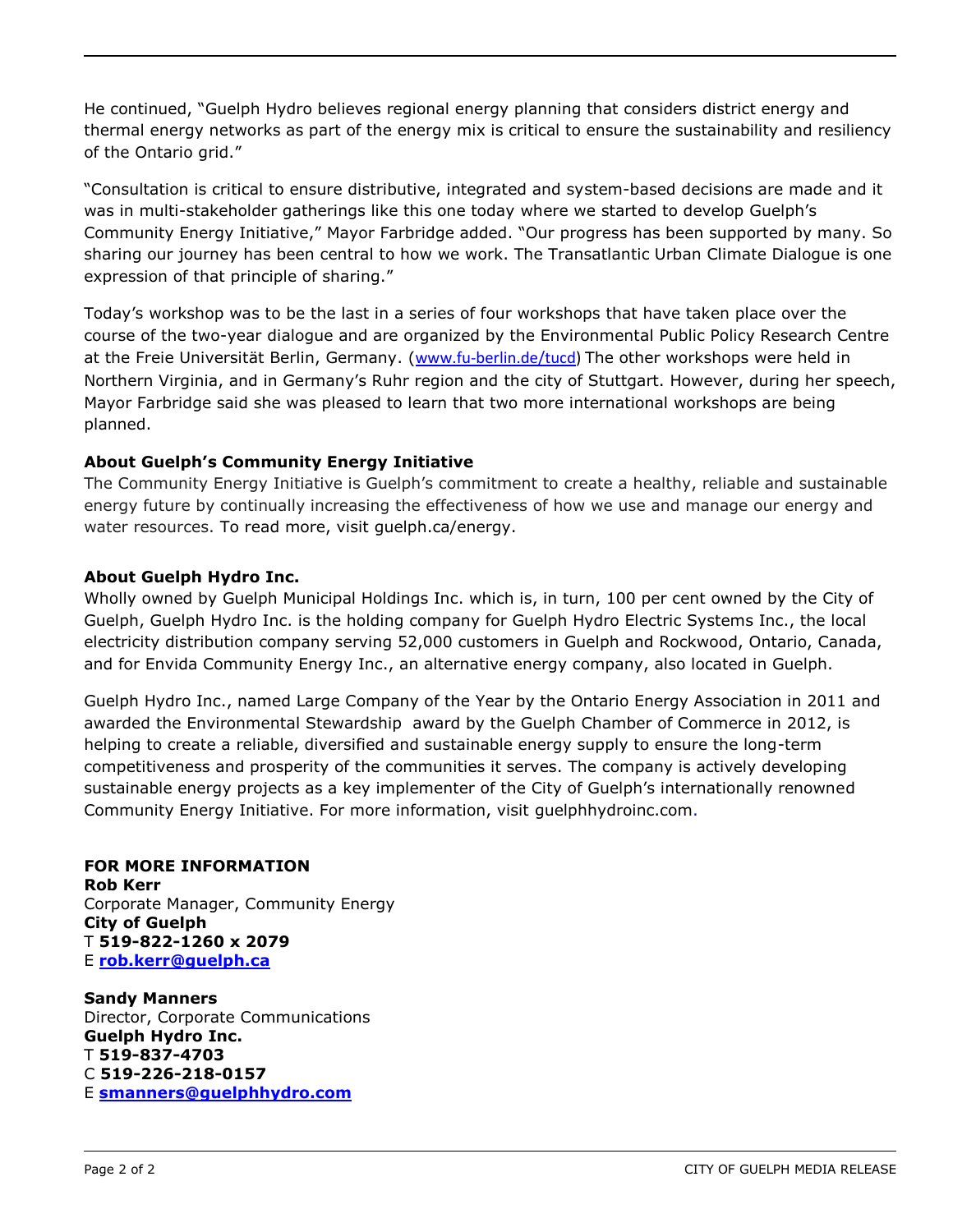He continued, "Guelph Hydro believes regional energy planning that considers district energy and thermal energy networks as part of the energy mix is critical to ensure the sustainability and resiliency of the Ontario grid."

"Consultation is critical to ensure distributive, integrated and system-based decisions are made and it was in multi-stakeholder gatherings like this one today where we started to develop Guelph's Community Energy Initiative," Mayor Farbridge added. "Our progress has been supported by many. So sharing our journey has been central to how we work. The Transatlantic Urban Climate Dialogue is one expression of that principle of sharing."

Today's workshop was to be the last in a series of four workshops that have taken place over the course of the two-year dialogue and are organized by the Environmental Public Policy Research Centre at the Freie Universität Berlin, Germany. (www.fu-berlin.de/tucd) The other workshops were held in Northern Virginia, and in Germany's Ruhr region and the city of Stuttgart. However, during her speech, Mayor Farbridge said she was pleased to learn that two more international workshops are being planned.

**About Guelph's Community Energy Initiative**

The Community Energy Initiative is Guelph's commitment to create a healthy, reliable and sustainable energy future by continually increasing the effectiveness of how we use and manage our energy and water resources. To read more, visit guelph.ca/energy.

**About Guelph Hydro Inc.**

Wholly owned by Guelph Municipal Holdings Inc. which is, in turn, 100 per cent owned by the City of Guelph, Guelph Hydro Inc. is the holding company for Guelph Hydro Electric Systems Inc., the local electricity distribution company serving 52,000 customers in Guelph and Rockwood, Ontario, Canada, and for Envida Community Energy Inc., an alternative energy company, also located in Guelph.

Guelph Hydro Inc., named Large Company of the Year by the Ontario Energy Association in 2011 and awarded the Environmental Stewardship award by the Guelph Chamber of Commerce in 2012, is helping to create a reliable, diversified and sustainable energy supply to ensure the long-term competitiveness and prosperity of the communities it serves. The company is actively developing sustainable energy projects as a key implementer of the City of Guelph's internationally renowned Community Energy Initiative. For more information, visit guelphhydroinc.com.

**FOR MORE INFORMATION**
**Rob Kerr**
Corporate Manager, Community Energy
**City of Guelph**
T **519-822-1260 x 2079**
E **rob.kerr@guelph.ca**

**Sandy Manners**
Director, Corporate Communications
**Guelph Hydro Inc.**
T **519-837-4703**
C **519-226-218-0157**
E **smanners@guelphhydro.com**